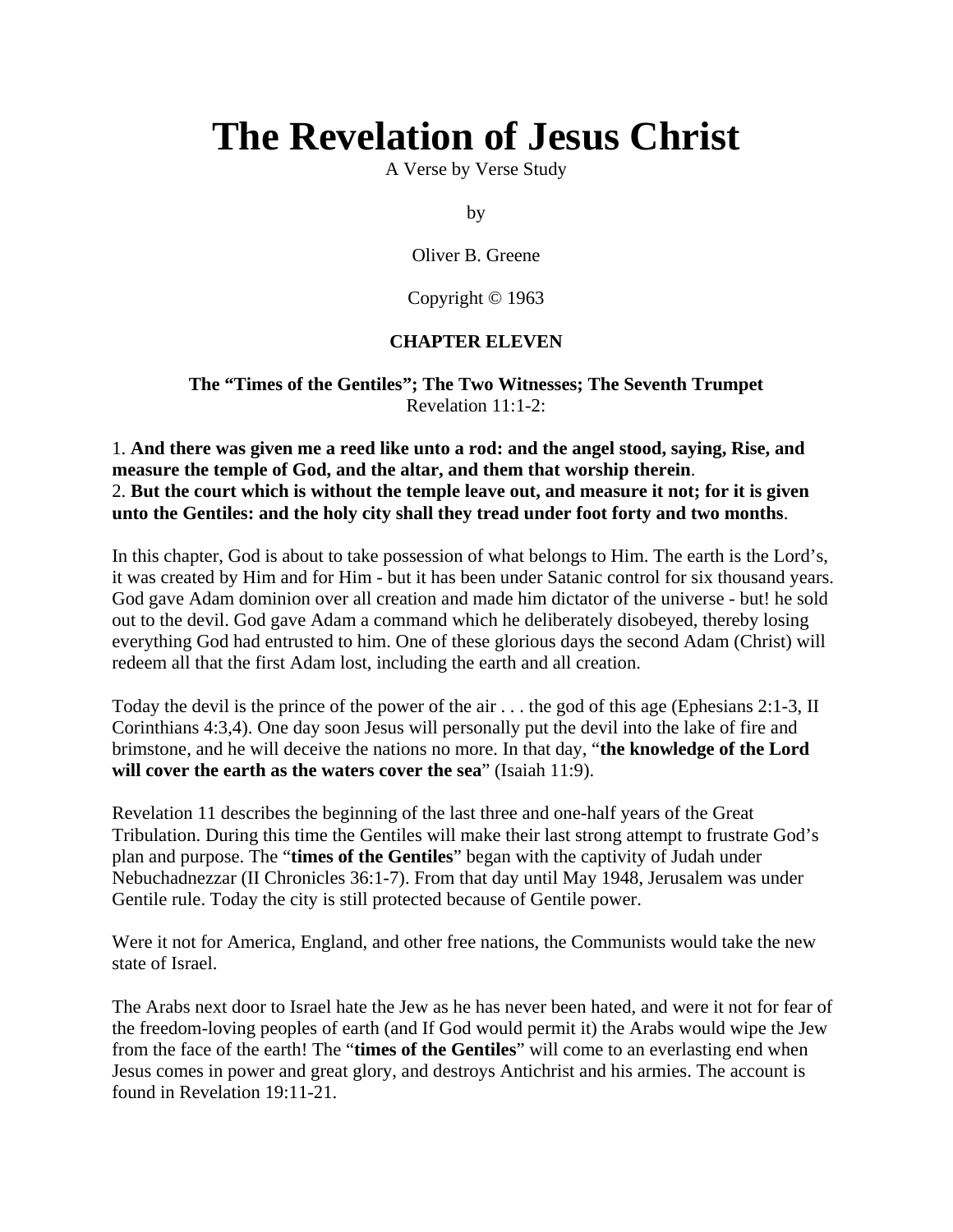# The Revelation of Jesus Christ

A Verse by Verse Study

by

Oliver B. Greene

Copyright © 1963

**CHAPTER ELEVEN**

**The "Times of the Gentiles"; The Two Witnesses; The Seventh Trumpet**
Revelation 11:1-2:

1. **And there was given me a reed like unto a rod: and the angel stood, saying, Rise, and measure the temple of God, and the altar, and them that worship therein**.
2. **But the court which is without the temple leave out, and measure it not; for it is given unto the Gentiles: and the holy city shall they tread under foot forty and two months**.

In this chapter, God is about to take possession of what belongs to Him. The earth is the Lord's, it was created by Him and for Him - but it has been under Satanic control for six thousand years. God gave Adam dominion over all creation and made him dictator of the universe - but! he sold out to the devil. God gave Adam a command which he deliberately disobeyed, thereby losing everything God had entrusted to him. One of these glorious days the second Adam (Christ) will redeem all that the first Adam lost, including the earth and all creation.

Today the devil is the prince of the power of the air . . . the god of this age (Ephesians 2:1-3, II Corinthians 4:3,4). One day soon Jesus will personally put the devil into the lake of fire and brimstone, and he will deceive the nations no more. In that day, "**the knowledge of the Lord will cover the earth as the waters cover the sea**" (Isaiah 11:9).

Revelation 11 describes the beginning of the last three and one-half years of the Great Tribulation. During this time the Gentiles will make their last strong attempt to frustrate God's plan and purpose. The "**times of the Gentiles**" began with the captivity of Judah under Nebuchadnezzar (II Chronicles 36:1-7). From that day until May 1948, Jerusalem was under Gentile rule. Today the city is still protected because of Gentile power.

Were it not for America, England, and other free nations, the Communists would take the new state of Israel.

The Arabs next door to Israel hate the Jew as he has never been hated, and were it not for fear of the freedom-loving peoples of earth (and If God would permit it) the Arabs would wipe the Jew from the face of the earth! The "**times of the Gentiles**" will come to an everlasting end when Jesus comes in power and great glory, and destroys Antichrist and his armies. The account is found in Revelation 19:11-21.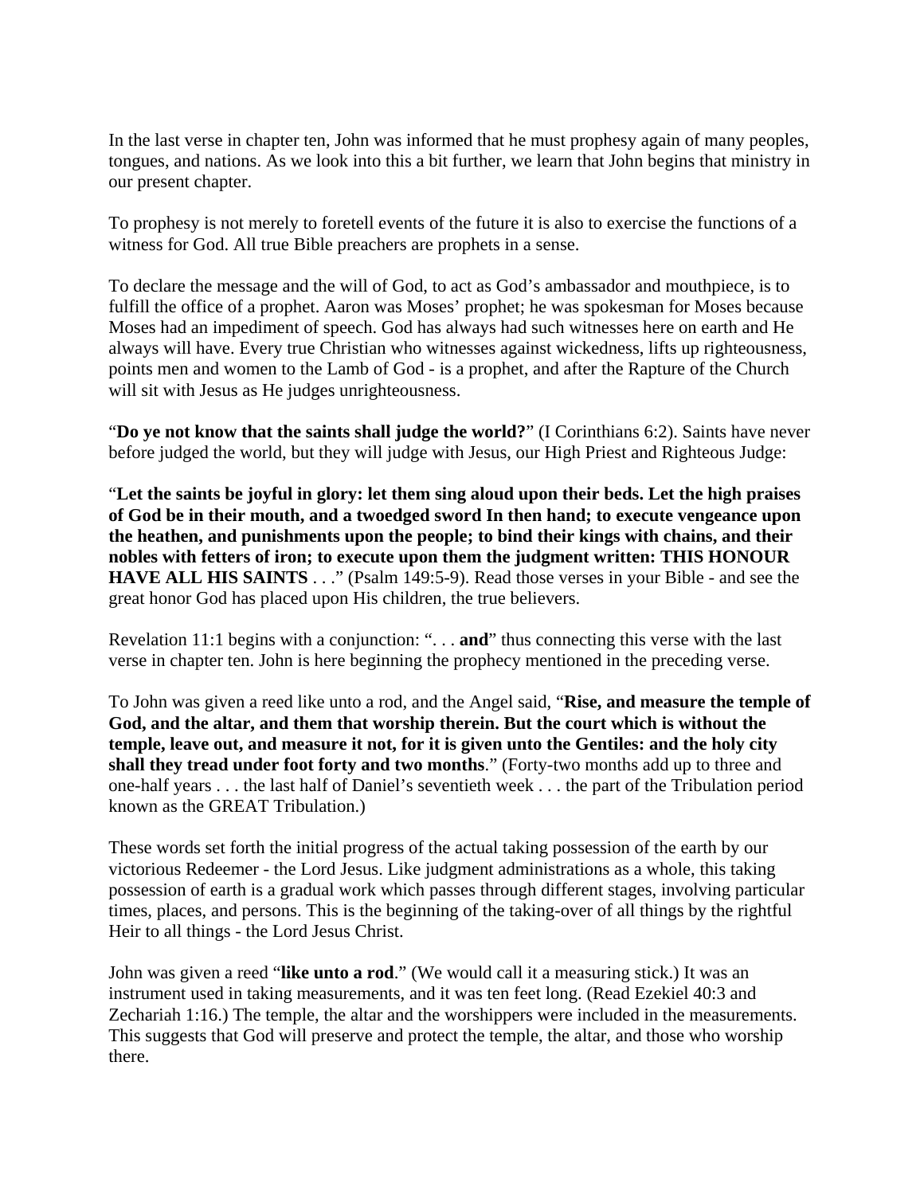In the last verse in chapter ten, John was informed that he must prophesy again of many peoples, tongues, and nations. As we look into this a bit further, we learn that John begins that ministry in our present chapter.

To prophesy is not merely to foretell events of the future it is also to exercise the functions of a witness for God. All true Bible preachers are prophets in a sense.

To declare the message and the will of God, to act as God's ambassador and mouthpiece, is to fulfill the office of a prophet. Aaron was Moses' prophet; he was spokesman for Moses because Moses had an impediment of speech. God has always had such witnesses here on earth and He always will have. Every true Christian who witnesses against wickedness, lifts up righteousness, points men and women to the Lamb of God - is a prophet, and after the Rapture of the Church will sit with Jesus as He judges unrighteousness.

"**Do ye not know that the saints shall judge the world?**" (I Corinthians 6:2). Saints have never before judged the world, but they will judge with Jesus, our High Priest and Righteous Judge:

"**Let the saints be joyful in glory: let them sing aloud upon their beds. Let the high praises of God be in their mouth, and a twoedged sword In then hand; to execute vengeance upon the heathen, and punishments upon the people; to bind their kings with chains, and their nobles with fetters of iron; to execute upon them the judgment written: THIS HONOUR HAVE ALL HIS SAINTS** . . ." (Psalm 149:5-9). Read those verses in your Bible - and see the great honor God has placed upon His children, the true believers.

Revelation 11:1 begins with a conjunction: ". . . **and**" thus connecting this verse with the last verse in chapter ten. John is here beginning the prophecy mentioned in the preceding verse.

To John was given a reed like unto a rod, and the Angel said, "**Rise, and measure the temple of God, and the altar, and them that worship therein. But the court which is without the temple, leave out, and measure it not, for it is given unto the Gentiles: and the holy city shall they tread under foot forty and two months**." (Forty-two months add up to three and one-half years . . . the last half of Daniel's seventieth week . . . the part of the Tribulation period known as the GREAT Tribulation.)

These words set forth the initial progress of the actual taking possession of the earth by our victorious Redeemer - the Lord Jesus. Like judgment administrations as a whole, this taking possession of earth is a gradual work which passes through different stages, involving particular times, places, and persons. This is the beginning of the taking-over of all things by the rightful Heir to all things - the Lord Jesus Christ.

John was given a reed "**like unto a rod**." (We would call it a measuring stick.) It was an instrument used in taking measurements, and it was ten feet long. (Read Ezekiel 40:3 and Zechariah 1:16.) The temple, the altar and the worshippers were included in the measurements. This suggests that God will preserve and protect the temple, the altar, and those who worship there.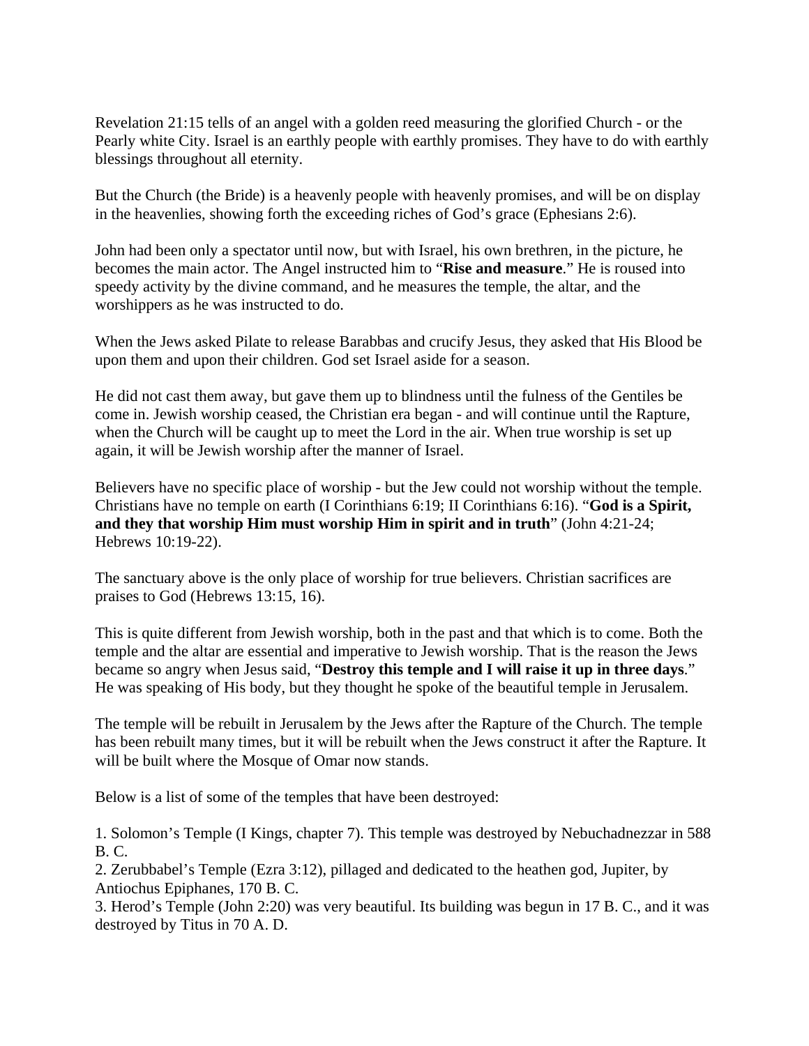Revelation 21:15 tells of an angel with a golden reed measuring the glorified Church - or the Pearly white City. Israel is an earthly people with earthly promises. They have to do with earthly blessings throughout all eternity.

But the Church (the Bride) is a heavenly people with heavenly promises, and will be on display in the heavenlies, showing forth the exceeding riches of God's grace (Ephesians 2:6).

John had been only a spectator until now, but with Israel, his own brethren, in the picture, he becomes the main actor. The Angel instructed him to "**Rise and measure**." He is roused into speedy activity by the divine command, and he measures the temple, the altar, and the worshippers as he was instructed to do.

When the Jews asked Pilate to release Barabbas and crucify Jesus, they asked that His Blood be upon them and upon their children. God set Israel aside for a season.

He did not cast them away, but gave them up to blindness until the fulness of the Gentiles be come in. Jewish worship ceased, the Christian era began - and will continue until the Rapture, when the Church will be caught up to meet the Lord in the air. When true worship is set up again, it will be Jewish worship after the manner of Israel.

Believers have no specific place of worship - but the Jew could not worship without the temple. Christians have no temple on earth (I Corinthians 6:19; II Corinthians 6:16). "**God is a Spirit, and they that worship Him must worship Him in spirit and in truth**" (John 4:21-24; Hebrews 10:19-22).

The sanctuary above is the only place of worship for true believers. Christian sacrifices are praises to God (Hebrews 13:15, 16).

This is quite different from Jewish worship, both in the past and that which is to come. Both the temple and the altar are essential and imperative to Jewish worship. That is the reason the Jews became so angry when Jesus said, "**Destroy this temple and I will raise it up in three days**." He was speaking of His body, but they thought he spoke of the beautiful temple in Jerusalem.

The temple will be rebuilt in Jerusalem by the Jews after the Rapture of the Church. The temple has been rebuilt many times, but it will be rebuilt when the Jews construct it after the Rapture. It will be built where the Mosque of Omar now stands.

Below is a list of some of the temples that have been destroyed:

1. Solomon's Temple (I Kings, chapter 7). This temple was destroyed by Nebuchadnezzar in 588 B. C.
2. Zerubbabel's Temple (Ezra 3:12), pillaged and dedicated to the heathen god, Jupiter, by Antiochus Epiphanes, 170 B. C.
3. Herod's Temple (John 2:20) was very beautiful. Its building was begun in 17 B. C., and it was destroyed by Titus in 70 A. D.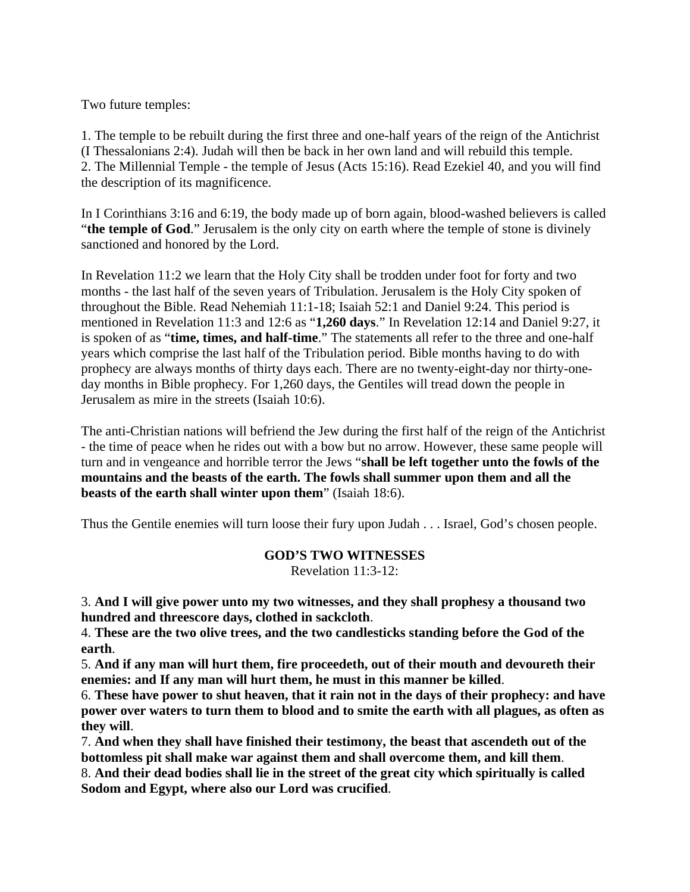Two future temples:

1. The temple to be rebuilt during the first three and one-half years of the reign of the Antichrist (I Thessalonians 2:4). Judah will then be back in her own land and will rebuild this temple.
2. The Millennial Temple - the temple of Jesus (Acts 15:16). Read Ezekiel 40, and you will find the description of its magnificence.

In I Corinthians 3:16 and 6:19, the body made up of born again, blood-washed believers is called "**the temple of God**." Jerusalem is the only city on earth where the temple of stone is divinely sanctioned and honored by the Lord.

In Revelation 11:2 we learn that the Holy City shall be trodden under foot for forty and two months - the last half of the seven years of Tribulation. Jerusalem is the Holy City spoken of throughout the Bible. Read Nehemiah 11:1-18; Isaiah 52:1 and Daniel 9:24. This period is mentioned in Revelation 11:3 and 12:6 as "**1,260 days**." In Revelation 12:14 and Daniel 9:27, it is spoken of as "**time, times, and half-time**." The statements all refer to the three and one-half years which comprise the last half of the Tribulation period. Bible months having to do with prophecy are always months of thirty days each. There are no twenty-eight-day nor thirty-one-day months in Bible prophecy. For 1,260 days, the Gentiles will tread down the people in Jerusalem as mire in the streets (Isaiah 10:6).

The anti-Christian nations will befriend the Jew during the first half of the reign of the Antichrist - the time of peace when he rides out with a bow but no arrow. However, these same people will turn and in vengeance and horrible terror the Jews "**shall be left together unto the fowls of the mountains and the beasts of the earth. The fowls shall summer upon them and all the beasts of the earth shall winter upon them**" (Isaiah 18:6).

Thus the Gentile enemies will turn loose their fury upon Judah . . . Israel, God's chosen people.

**GOD'S TWO WITNESSES**

Revelation 11:3-12:

3. **And I will give power unto my two witnesses, and they shall prophesy a thousand two hundred and threescore days, clothed in sackcloth**.
4. **These are the two olive trees, and the two candlesticks standing before the God of the earth**.
5. **And if any man will hurt them, fire proceedeth, out of their mouth and devoureth their enemies: and If any man will hurt them, he must in this manner be killed**.
6. **These have power to shut heaven, that it rain not in the days of their prophecy: and have power over waters to turn them to blood and to smite the earth with all plagues, as often as they will**.
7. **And when they shall have finished their testimony, the beast that ascendeth out of the bottomless pit shall make war against them and shall overcome them, and kill them**.
8. **And their dead bodies shall lie in the street of the great city which spiritually is called Sodom and Egypt, where also our Lord was crucified**.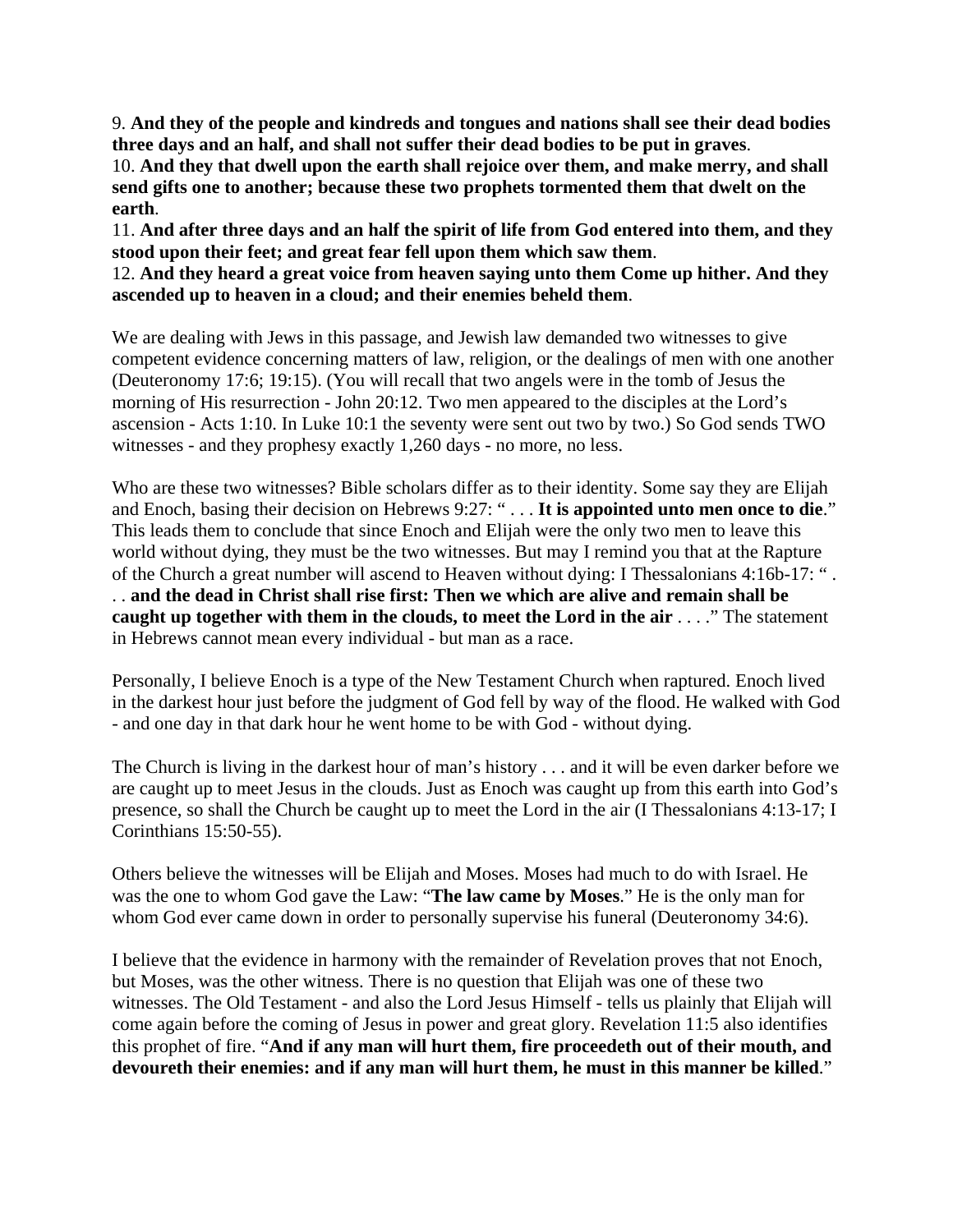9. **And they of the people and kindreds and tongues and nations shall see their dead bodies three days and an half, and shall not suffer their dead bodies to be put in graves**.
10. **And they that dwell upon the earth shall rejoice over them, and make merry, and shall send gifts one to another; because these two prophets tormented them that dwelt on the earth**.
11. **And after three days and an half the spirit of life from God entered into them, and they stood upon their feet; and great fear fell upon them which saw them**.
12. **And they heard a great voice from heaven saying unto them Come up hither. And they ascended up to heaven in a cloud; and their enemies beheld them**.

We are dealing with Jews in this passage, and Jewish law demanded two witnesses to give competent evidence concerning matters of law, religion, or the dealings of men with one another (Deuteronomy 17:6; 19:15). (You will recall that two angels were in the tomb of Jesus the morning of His resurrection - John 20:12. Two men appeared to the disciples at the Lord's ascension - Acts 1:10. In Luke 10:1 the seventy were sent out two by two.) So God sends TWO witnesses - and they prophesy exactly 1,260 days - no more, no less.

Who are these two witnesses? Bible scholars differ as to their identity. Some say they are Elijah and Enoch, basing their decision on Hebrews 9:27: " . . . **It is appointed unto men once to die**." This leads them to conclude that since Enoch and Elijah were the only two men to leave this world without dying, they must be the two witnesses. But may I remind you that at the Rapture of the Church a great number will ascend to Heaven without dying: I Thessalonians 4:16b-17: " . . . **and the dead in Christ shall rise first: Then we which are alive and remain shall be caught up together with them in the clouds, to meet the Lord in the air** . . . ." The statement in Hebrews cannot mean every individual - but man as a race.

Personally, I believe Enoch is a type of the New Testament Church when raptured. Enoch lived in the darkest hour just before the judgment of God fell by way of the flood. He walked with God - and one day in that dark hour he went home to be with God - without dying.

The Church is living in the darkest hour of man's history . . . and it will be even darker before we are caught up to meet Jesus in the clouds. Just as Enoch was caught up from this earth into God's presence, so shall the Church be caught up to meet the Lord in the air (I Thessalonians 4:13-17; I Corinthians 15:50-55).

Others believe the witnesses will be Elijah and Moses. Moses had much to do with Israel. He was the one to whom God gave the Law: "**The law came by Moses**." He is the only man for whom God ever came down in order to personally supervise his funeral (Deuteronomy 34:6).

I believe that the evidence in harmony with the remainder of Revelation proves that not Enoch, but Moses, was the other witness. There is no question that Elijah was one of these two witnesses. The Old Testament - and also the Lord Jesus Himself - tells us plainly that Elijah will come again before the coming of Jesus in power and great glory. Revelation 11:5 also identifies this prophet of fire. "**And if any man will hurt them, fire proceedeth out of their mouth, and devoureth their enemies: and if any man will hurt them, he must in this manner be killed**."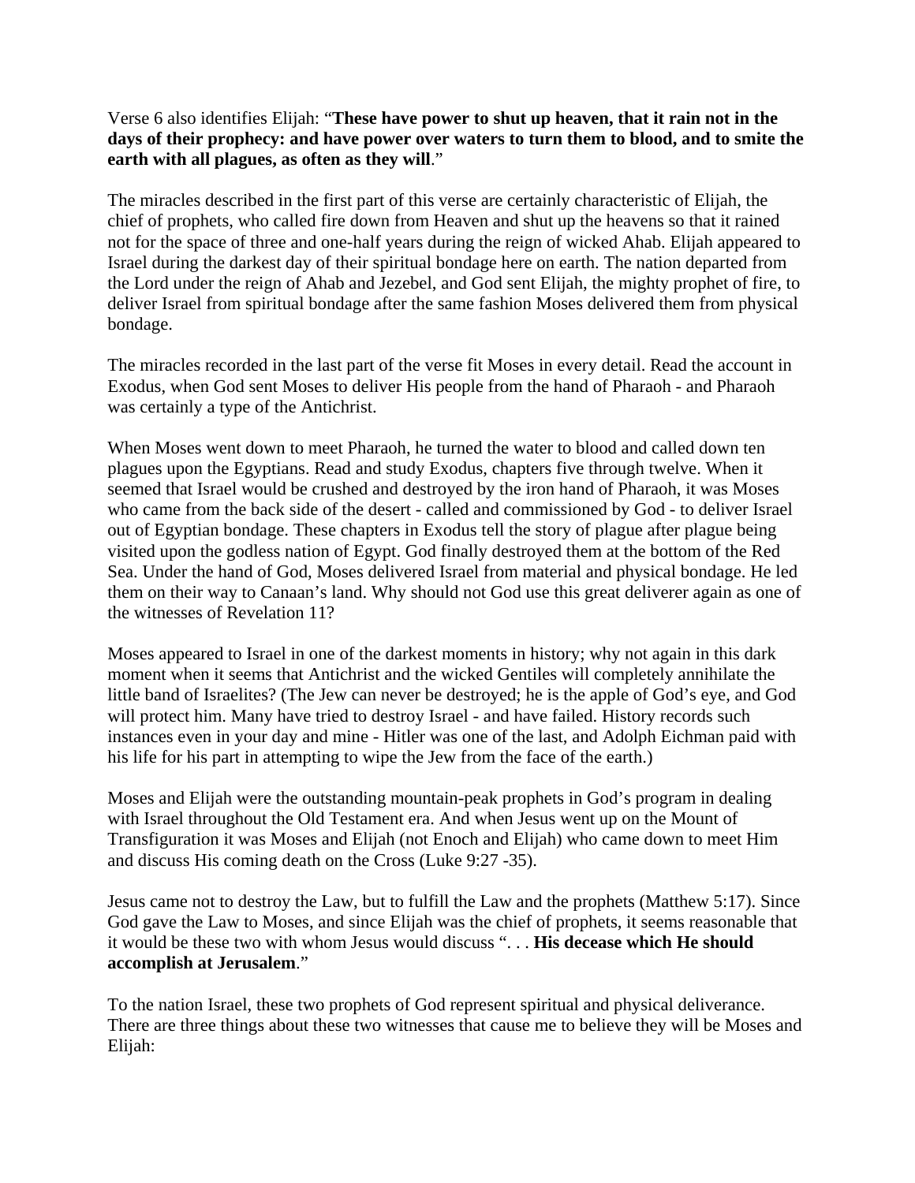Verse 6 also identifies Elijah: "**These have power to shut up heaven, that it rain not in the days of their prophecy: and have power over waters to turn them to blood, and to smite the earth with all plagues, as often as they will**."

The miracles described in the first part of this verse are certainly characteristic of Elijah, the chief of prophets, who called fire down from Heaven and shut up the heavens so that it rained not for the space of three and one-half years during the reign of wicked Ahab. Elijah appeared to Israel during the darkest day of their spiritual bondage here on earth. The nation departed from the Lord under the reign of Ahab and Jezebel, and God sent Elijah, the mighty prophet of fire, to deliver Israel from spiritual bondage after the same fashion Moses delivered them from physical bondage.

The miracles recorded in the last part of the verse fit Moses in every detail. Read the account in Exodus, when God sent Moses to deliver His people from the hand of Pharaoh - and Pharaoh was certainly a type of the Antichrist.

When Moses went down to meet Pharaoh, he turned the water to blood and called down ten plagues upon the Egyptians. Read and study Exodus, chapters five through twelve. When it seemed that Israel would be crushed and destroyed by the iron hand of Pharaoh, it was Moses who came from the back side of the desert - called and commissioned by God - to deliver Israel out of Egyptian bondage. These chapters in Exodus tell the story of plague after plague being visited upon the godless nation of Egypt. God finally destroyed them at the bottom of the Red Sea. Under the hand of God, Moses delivered Israel from material and physical bondage. He led them on their way to Canaan's land. Why should not God use this great deliverer again as one of the witnesses of Revelation 11?

Moses appeared to Israel in one of the darkest moments in history; why not again in this dark moment when it seems that Antichrist and the wicked Gentiles will completely annihilate the little band of Israelites? (The Jew can never be destroyed; he is the apple of God's eye, and God will protect him. Many have tried to destroy Israel - and have failed. History records such instances even in your day and mine - Hitler was one of the last, and Adolph Eichman paid with his life for his part in attempting to wipe the Jew from the face of the earth.)

Moses and Elijah were the outstanding mountain-peak prophets in God's program in dealing with Israel throughout the Old Testament era. And when Jesus went up on the Mount of Transfiguration it was Moses and Elijah (not Enoch and Elijah) who came down to meet Him and discuss His coming death on the Cross (Luke 9:27 -35).

Jesus came not to destroy the Law, but to fulfill the Law and the prophets (Matthew 5:17). Since God gave the Law to Moses, and since Elijah was the chief of prophets, it seems reasonable that it would be these two with whom Jesus would discuss ". . . **His decease which He should accomplish at Jerusalem**."

To the nation Israel, these two prophets of God represent spiritual and physical deliverance. There are three things about these two witnesses that cause me to believe they will be Moses and Elijah: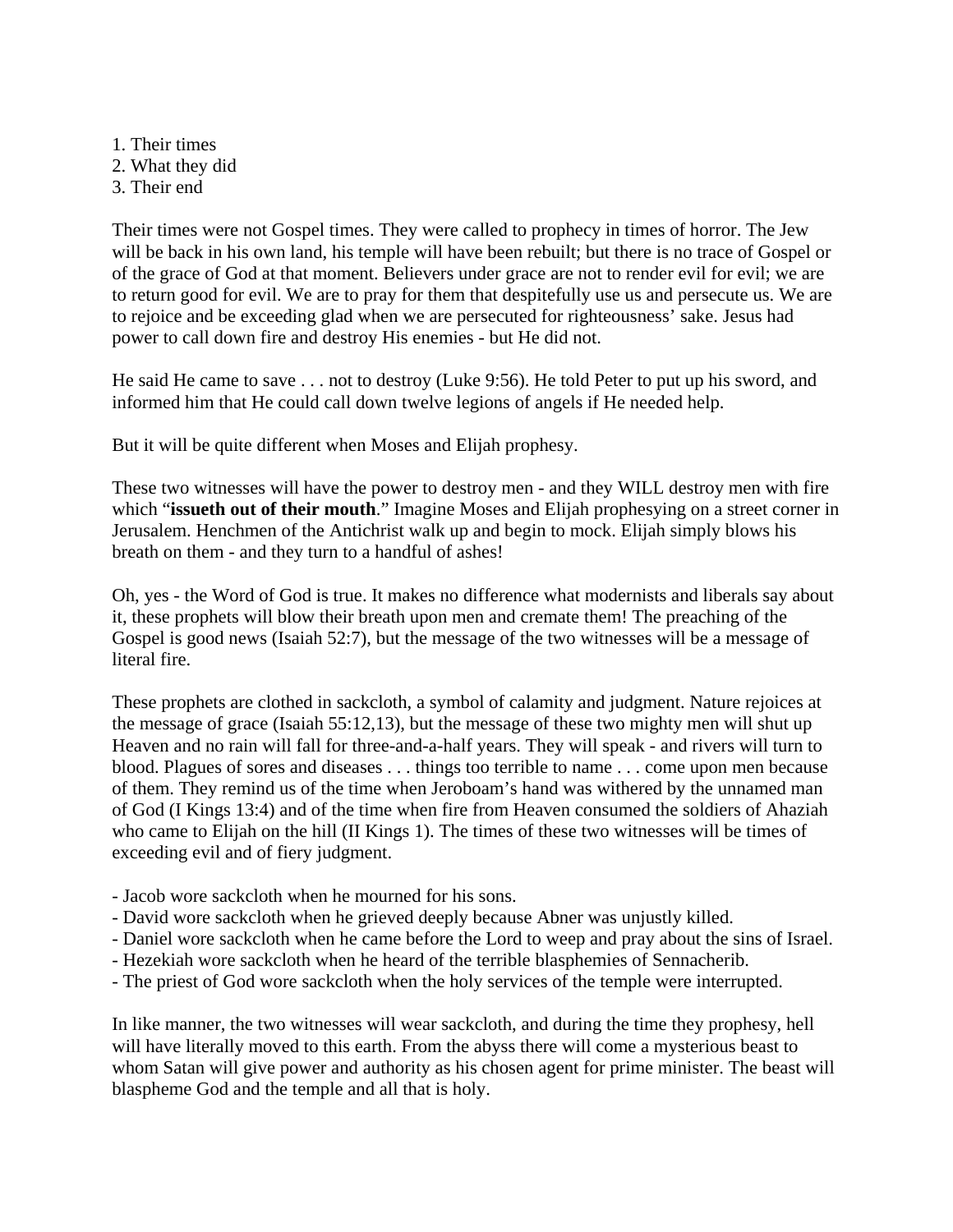1. Their times
2. What they did
3. Their end

Their times were not Gospel times. They were called to prophecy in times of horror. The Jew will be back in his own land, his temple will have been rebuilt; but there is no trace of Gospel or of the grace of God at that moment. Believers under grace are not to render evil for evil; we are to return good for evil. We are to pray for them that despitefully use us and persecute us. We are to rejoice and be exceeding glad when we are persecuted for righteousness' sake. Jesus had power to call down fire and destroy His enemies - but He did not.

He said He came to save . . . not to destroy (Luke 9:56). He told Peter to put up his sword, and informed him that He could call down twelve legions of angels if He needed help.

But it will be quite different when Moses and Elijah prophesy.

These two witnesses will have the power to destroy men - and they WILL destroy men with fire which "**issueth out of their mouth**." Imagine Moses and Elijah prophesying on a street corner in Jerusalem. Henchmen of the Antichrist walk up and begin to mock. Elijah simply blows his breath on them - and they turn to a handful of ashes!

Oh, yes - the Word of God is true. It makes no difference what modernists and liberals say about it, these prophets will blow their breath upon men and cremate them! The preaching of the Gospel is good news (Isaiah 52:7), but the message of the two witnesses will be a message of literal fire.

These prophets are clothed in sackcloth, a symbol of calamity and judgment. Nature rejoices at the message of grace (Isaiah 55:12,13), but the message of these two mighty men will shut up Heaven and no rain will fall for three-and-a-half years. They will speak - and rivers will turn to blood. Plagues of sores and diseases . . . things too terrible to name . . . come upon men because of them. They remind us of the time when Jeroboam's hand was withered by the unnamed man of God (I Kings 13:4) and of the time when fire from Heaven consumed the soldiers of Ahaziah who came to Elijah on the hill (II Kings 1). The times of these two witnesses will be times of exceeding evil and of fiery judgment.

- Jacob wore sackcloth when he mourned for his sons.
- David wore sackcloth when he grieved deeply because Abner was unjustly killed.
- Daniel wore sackcloth when he came before the Lord to weep and pray about the sins of Israel.
- Hezekiah wore sackcloth when he heard of the terrible blasphemies of Sennacherib.
- The priest of God wore sackcloth when the holy services of the temple were interrupted.

In like manner, the two witnesses will wear sackcloth, and during the time they prophesy, hell will have literally moved to this earth. From the abyss there will come a mysterious beast to whom Satan will give power and authority as his chosen agent for prime minister. The beast will blaspheme God and the temple and all that is holy.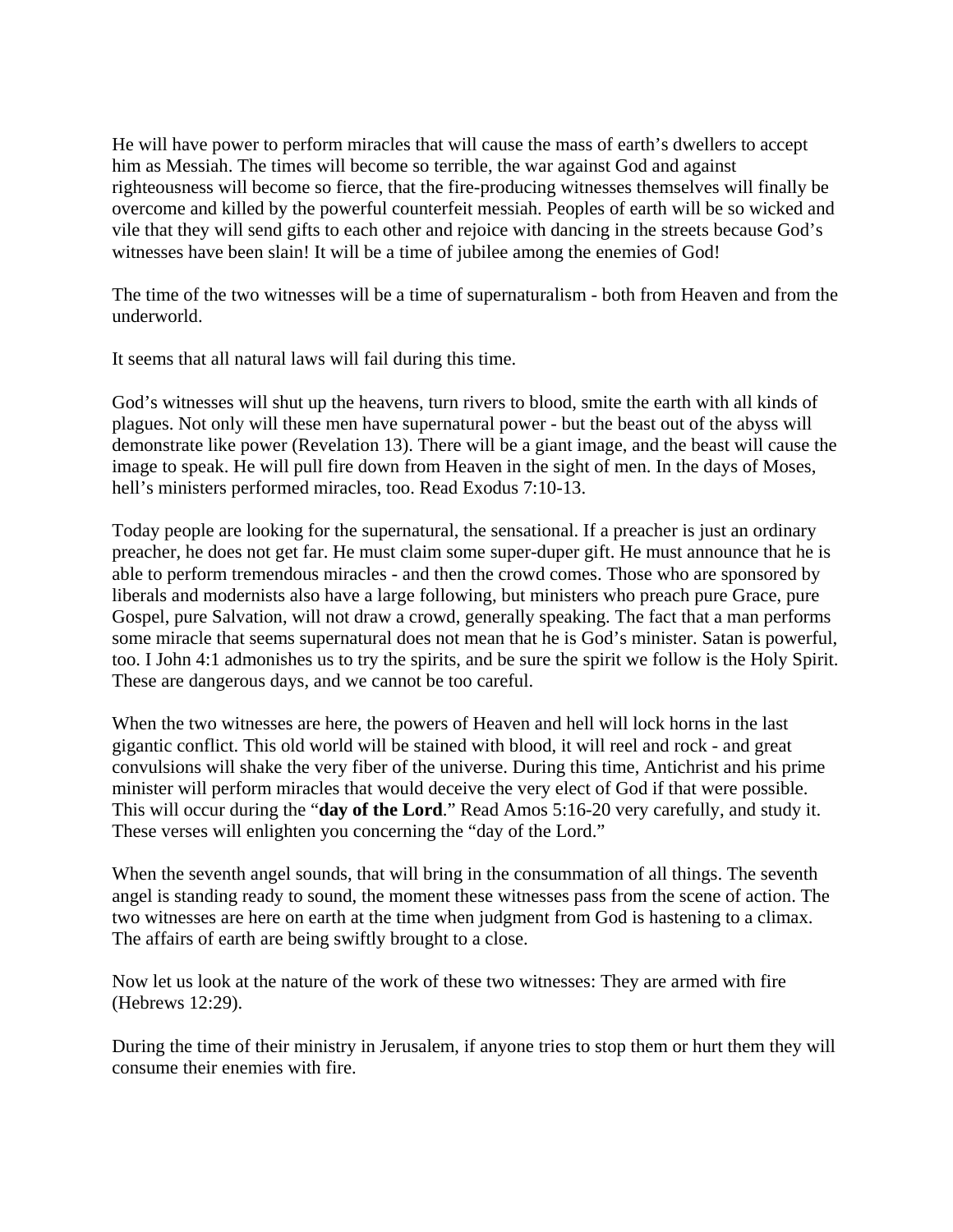He will have power to perform miracles that will cause the mass of earth's dwellers to accept him as Messiah. The times will become so terrible, the war against God and against righteousness will become so fierce, that the fire-producing witnesses themselves will finally be overcome and killed by the powerful counterfeit messiah. Peoples of earth will be so wicked and vile that they will send gifts to each other and rejoice with dancing in the streets because God's witnesses have been slain! It will be a time of jubilee among the enemies of God!

The time of the two witnesses will be a time of supernaturalism - both from Heaven and from the underworld.

It seems that all natural laws will fail during this time.

God's witnesses will shut up the heavens, turn rivers to blood, smite the earth with all kinds of plagues. Not only will these men have supernatural power - but the beast out of the abyss will demonstrate like power (Revelation 13). There will be a giant image, and the beast will cause the image to speak. He will pull fire down from Heaven in the sight of men. In the days of Moses, hell's ministers performed miracles, too. Read Exodus 7:10-13.

Today people are looking for the supernatural, the sensational. If a preacher is just an ordinary preacher, he does not get far. He must claim some super-duper gift. He must announce that he is able to perform tremendous miracles - and then the crowd comes. Those who are sponsored by liberals and modernists also have a large following, but ministers who preach pure Grace, pure Gospel, pure Salvation, will not draw a crowd, generally speaking. The fact that a man performs some miracle that seems supernatural does not mean that he is God's minister. Satan is powerful, too. I John 4:1 admonishes us to try the spirits, and be sure the spirit we follow is the Holy Spirit. These are dangerous days, and we cannot be too careful.

When the two witnesses are here, the powers of Heaven and hell will lock horns in the last gigantic conflict. This old world will be stained with blood, it will reel and rock - and great convulsions will shake the very fiber of the universe. During this time, Antichrist and his prime minister will perform miracles that would deceive the very elect of God if that were possible. This will occur during the "**day of the Lord**." Read Amos 5:16-20 very carefully, and study it. These verses will enlighten you concerning the "day of the Lord."

When the seventh angel sounds, that will bring in the consummation of all things. The seventh angel is standing ready to sound, the moment these witnesses pass from the scene of action. The two witnesses are here on earth at the time when judgment from God is hastening to a climax. The affairs of earth are being swiftly brought to a close.

Now let us look at the nature of the work of these two witnesses: They are armed with fire (Hebrews 12:29).

During the time of their ministry in Jerusalem, if anyone tries to stop them or hurt them they will consume their enemies with fire.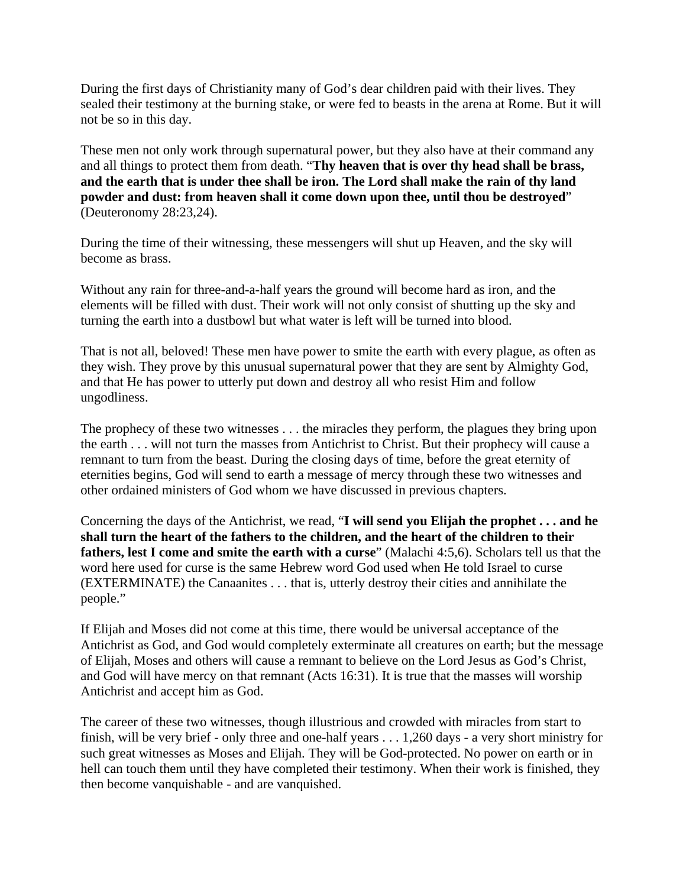During the first days of Christianity many of God's dear children paid with their lives. They sealed their testimony at the burning stake, or were fed to beasts in the arena at Rome. But it will not be so in this day.

These men not only work through supernatural power, but they also have at their command any and all things to protect them from death. "**Thy heaven that is over thy head shall be brass, and the earth that is under thee shall be iron. The Lord shall make the rain of thy land powder and dust: from heaven shall it come down upon thee, until thou be destroyed**" (Deuteronomy 28:23,24).

During the time of their witnessing, these messengers will shut up Heaven, and the sky will become as brass.

Without any rain for three-and-a-half years the ground will become hard as iron, and the elements will be filled with dust. Their work will not only consist of shutting up the sky and turning the earth into a dustbowl but what water is left will be turned into blood.

That is not all, beloved! These men have power to smite the earth with every plague, as often as they wish. They prove by this unusual supernatural power that they are sent by Almighty God, and that He has power to utterly put down and destroy all who resist Him and follow ungodliness.

The prophecy of these two witnesses . . . the miracles they perform, the plagues they bring upon the earth . . . will not turn the masses from Antichrist to Christ. But their prophecy will cause a remnant to turn from the beast. During the closing days of time, before the great eternity of eternities begins, God will send to earth a message of mercy through these two witnesses and other ordained ministers of God whom we have discussed in previous chapters.

Concerning the days of the Antichrist, we read, "**I will send you Elijah the prophet . . . and he shall turn the heart of the fathers to the children, and the heart of the children to their fathers, lest I come and smite the earth with a curse**" (Malachi 4:5,6). Scholars tell us that the word here used for curse is the same Hebrew word God used when He told Israel to curse (EXTERMINATE) the Canaanites . . . that is, utterly destroy their cities and annihilate the people."

If Elijah and Moses did not come at this time, there would be universal acceptance of the Antichrist as God, and God would completely exterminate all creatures on earth; but the message of Elijah, Moses and others will cause a remnant to believe on the Lord Jesus as God's Christ, and God will have mercy on that remnant (Acts 16:31). It is true that the masses will worship Antichrist and accept him as God.

The career of these two witnesses, though illustrious and crowded with miracles from start to finish, will be very brief - only three and one-half years . . . 1,260 days - a very short ministry for such great witnesses as Moses and Elijah. They will be God-protected. No power on earth or in hell can touch them until they have completed their testimony. When their work is finished, they then become vanquishable - and are vanquished.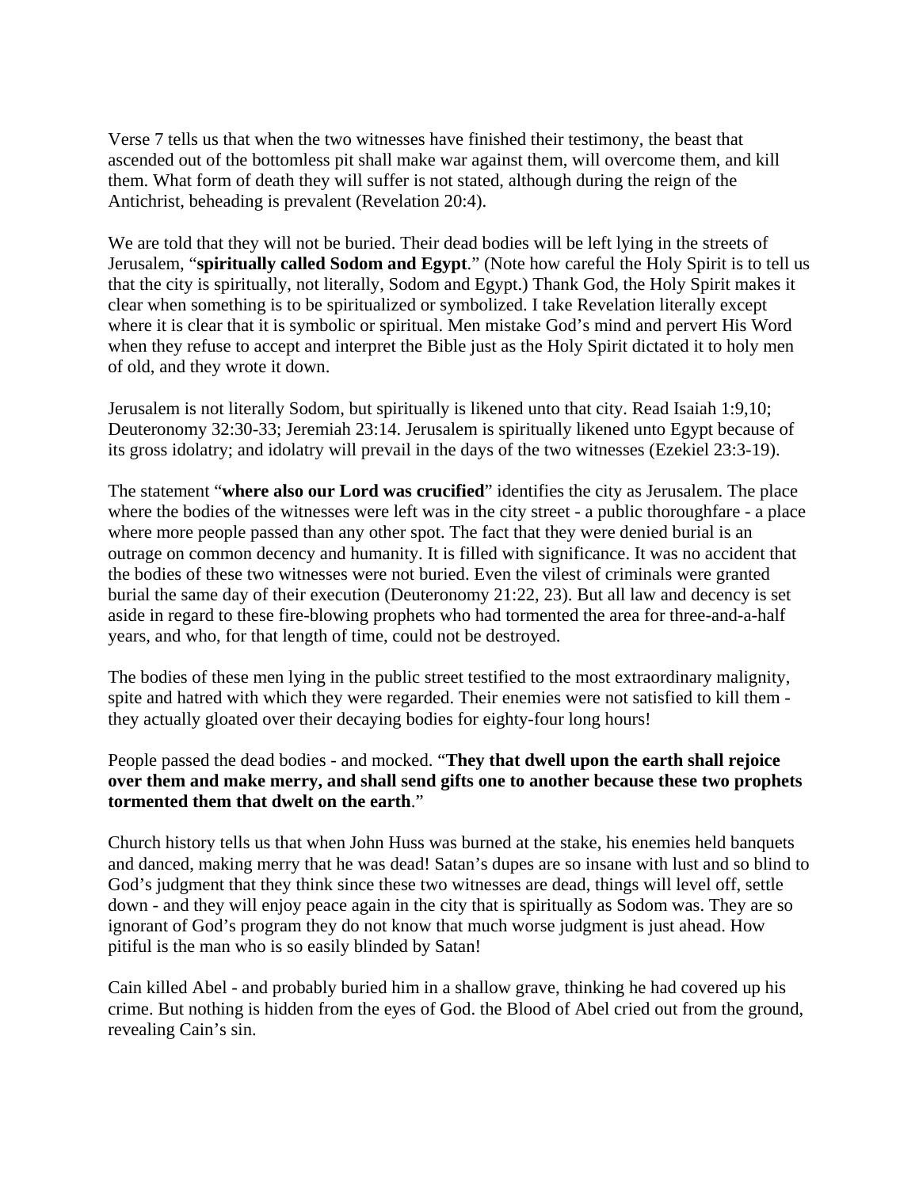Verse 7 tells us that when the two witnesses have finished their testimony, the beast that ascended out of the bottomless pit shall make war against them, will overcome them, and kill them. What form of death they will suffer is not stated, although during the reign of the Antichrist, beheading is prevalent (Revelation 20:4).

We are told that they will not be buried. Their dead bodies will be left lying in the streets of Jerusalem, "**spiritually called Sodom and Egypt**." (Note how careful the Holy Spirit is to tell us that the city is spiritually, not literally, Sodom and Egypt.) Thank God, the Holy Spirit makes it clear when something is to be spiritualized or symbolized. I take Revelation literally except where it is clear that it is symbolic or spiritual. Men mistake God's mind and pervert His Word when they refuse to accept and interpret the Bible just as the Holy Spirit dictated it to holy men of old, and they wrote it down.

Jerusalem is not literally Sodom, but spiritually is likened unto that city. Read Isaiah 1:9,10; Deuteronomy 32:30-33; Jeremiah 23:14. Jerusalem is spiritually likened unto Egypt because of its gross idolatry; and idolatry will prevail in the days of the two witnesses (Ezekiel 23:3-19).

The statement "**where also our Lord was crucified**" identifies the city as Jerusalem. The place where the bodies of the witnesses were left was in the city street - a public thoroughfare - a place where more people passed than any other spot. The fact that they were denied burial is an outrage on common decency and humanity. It is filled with significance. It was no accident that the bodies of these two witnesses were not buried. Even the vilest of criminals were granted burial the same day of their execution (Deuteronomy 21:22, 23). But all law and decency is set aside in regard to these fire-blowing prophets who had tormented the area for three-and-a-half years, and who, for that length of time, could not be destroyed.

The bodies of these men lying in the public street testified to the most extraordinary malignity, spite and hatred with which they were regarded. Their enemies were not satisfied to kill them - they actually gloated over their decaying bodies for eighty-four long hours!

People passed the dead bodies - and mocked. "**They that dwell upon the earth shall rejoice over them and make merry, and shall send gifts one to another because these two prophets tormented them that dwelt on the earth**."

Church history tells us that when John Huss was burned at the stake, his enemies held banquets and danced, making merry that he was dead! Satan's dupes are so insane with lust and so blind to God's judgment that they think since these two witnesses are dead, things will level off, settle down - and they will enjoy peace again in the city that is spiritually as Sodom was. They are so ignorant of God's program they do not know that much worse judgment is just ahead. How pitiful is the man who is so easily blinded by Satan!

Cain killed Abel - and probably buried him in a shallow grave, thinking he had covered up his crime. But nothing is hidden from the eyes of God. the Blood of Abel cried out from the ground, revealing Cain's sin.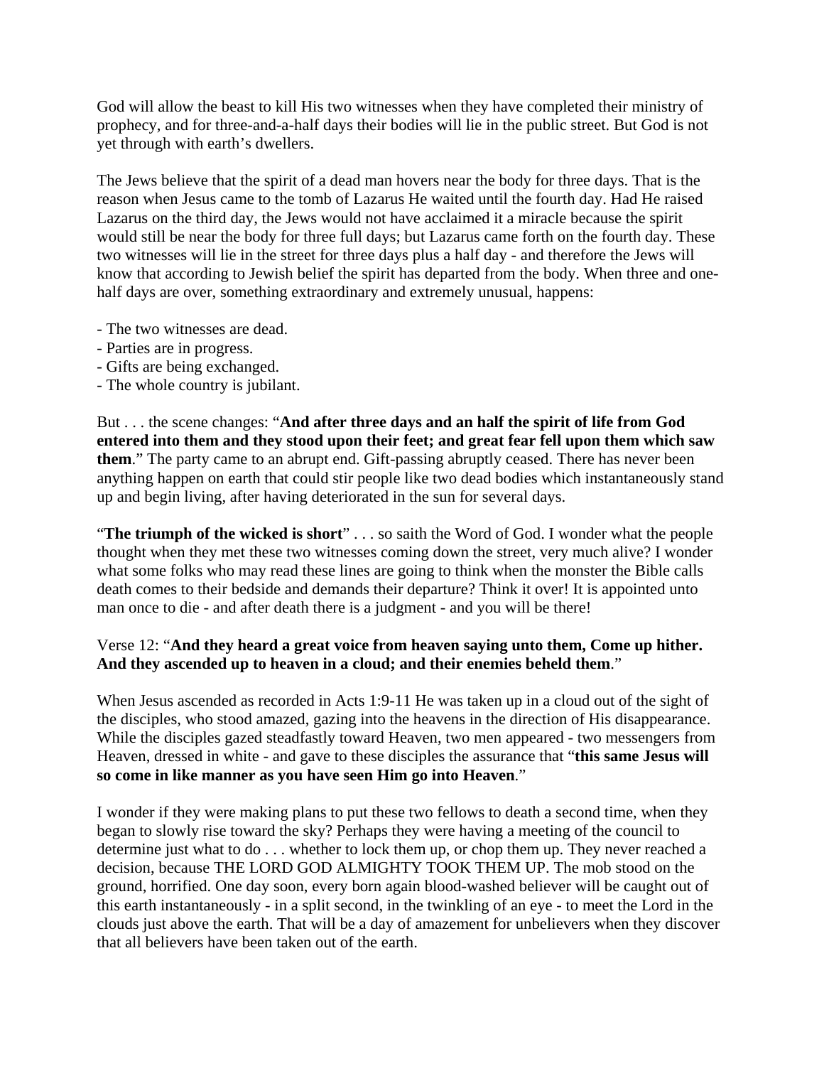God will allow the beast to kill His two witnesses when they have completed their ministry of prophecy, and for three-and-a-half days their bodies will lie in the public street. But God is not yet through with earth's dwellers.

The Jews believe that the spirit of a dead man hovers near the body for three days. That is the reason when Jesus came to the tomb of Lazarus He waited until the fourth day. Had He raised Lazarus on the third day, the Jews would not have acclaimed it a miracle because the spirit would still be near the body for three full days; but Lazarus came forth on the fourth day. These two witnesses will lie in the street for three days plus a half day - and therefore the Jews will know that according to Jewish belief the spirit has departed from the body. When three and one-half days are over, something extraordinary and extremely unusual, happens:

- The two witnesses are dead.
- Parties are in progress.
- Gifts are being exchanged.
- The whole country is jubilant.

But . . . the scene changes: "**And after three days and an half the spirit of life from God entered into them and they stood upon their feet; and great fear fell upon them which saw them**." The party came to an abrupt end. Gift-passing abruptly ceased. There has never been anything happen on earth that could stir people like two dead bodies which instantaneously stand up and begin living, after having deteriorated in the sun for several days.

"**The triumph of the wicked is short**" . . . so saith the Word of God. I wonder what the people thought when they met these two witnesses coming down the street, very much alive? I wonder what some folks who may read these lines are going to think when the monster the Bible calls death comes to their bedside and demands their departure? Think it over! It is appointed unto man once to die - and after death there is a judgment - and you will be there!

Verse 12: "**And they heard a great voice from heaven saying unto them, Come up hither. And they ascended up to heaven in a cloud; and their enemies beheld them**."

When Jesus ascended as recorded in Acts 1:9-11 He was taken up in a cloud out of the sight of the disciples, who stood amazed, gazing into the heavens in the direction of His disappearance. While the disciples gazed steadfastly toward Heaven, two men appeared - two messengers from Heaven, dressed in white - and gave to these disciples the assurance that "**this same Jesus will so come in like manner as you have seen Him go into Heaven**."

I wonder if they were making plans to put these two fellows to death a second time, when they began to slowly rise toward the sky? Perhaps they were having a meeting of the council to determine just what to do . . . whether to lock them up, or chop them up. They never reached a decision, because THE LORD GOD ALMIGHTY TOOK THEM UP. The mob stood on the ground, horrified. One day soon, every born again blood-washed believer will be caught out of this earth instantaneously - in a split second, in the twinkling of an eye - to meet the Lord in the clouds just above the earth. That will be a day of amazement for unbelievers when they discover that all believers have been taken out of the earth.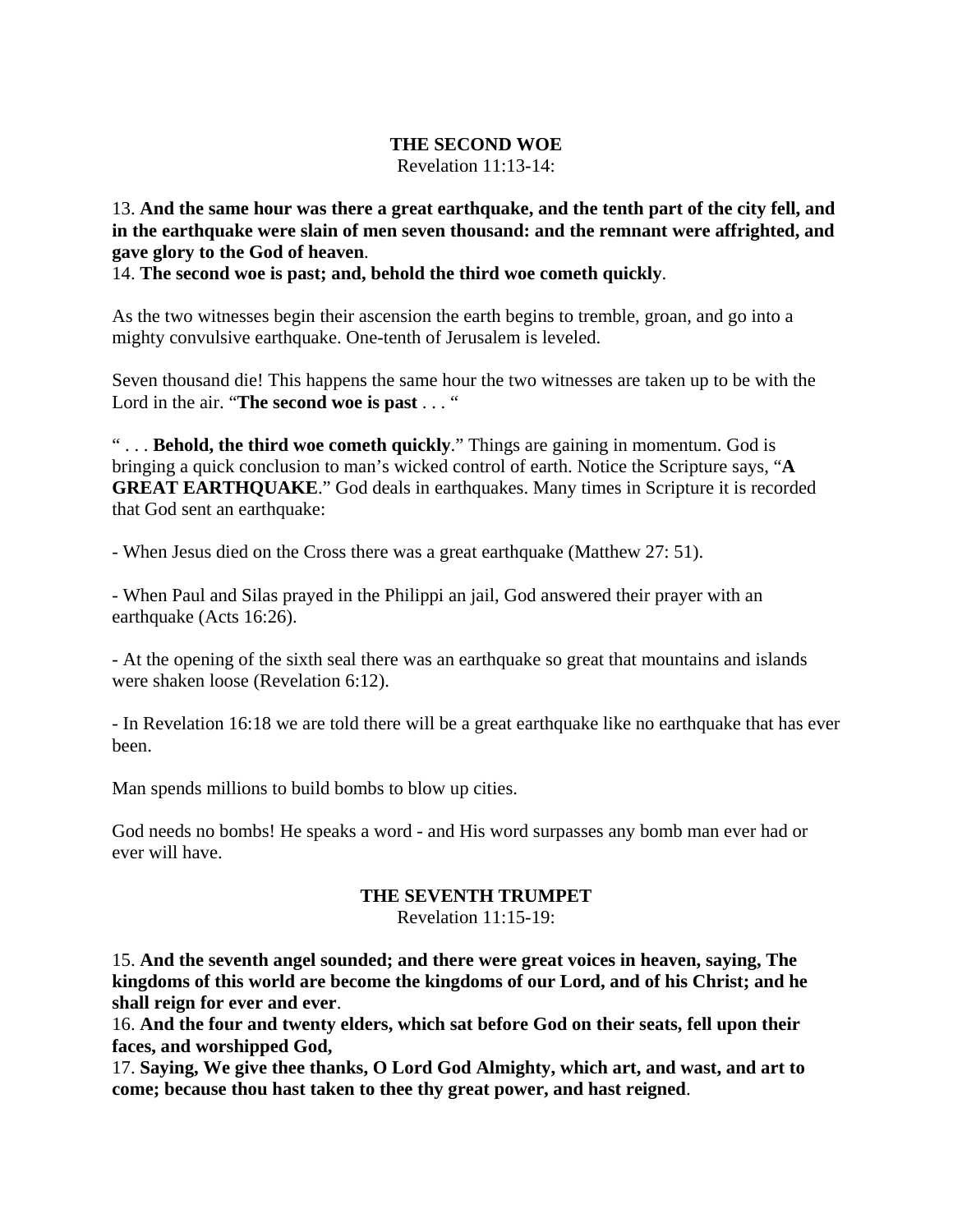**THE SECOND WOE**

Revelation 11:13-14:

13. **And the same hour was there a great earthquake, and the tenth part of the city fell, and in the earthquake were slain of men seven thousand: and the remnant were affrighted, and gave glory to the God of heaven**.
14. **The second woe is past; and, behold the third woe cometh quickly**.

As the two witnesses begin their ascension the earth begins to tremble, groan, and go into a mighty convulsive earthquake. One-tenth of Jerusalem is leveled.

Seven thousand die! This happens the same hour the two witnesses are taken up to be with the Lord in the air. "**The second woe is past** . . . "

" . . . **Behold, the third woe cometh quickly**." Things are gaining in momentum. God is bringing a quick conclusion to man's wicked control of earth. Notice the Scripture says, "**A GREAT EARTHQUAKE**." God deals in earthquakes. Many times in Scripture it is recorded that God sent an earthquake:

- When Jesus died on the Cross there was a great earthquake (Matthew 27: 51).

- When Paul and Silas prayed in the Philippi an jail, God answered their prayer with an earthquake (Acts 16:26).

- At the opening of the sixth seal there was an earthquake so great that mountains and islands were shaken loose (Revelation 6:12).

- In Revelation 16:18 we are told there will be a great earthquake like no earthquake that has ever been.

Man spends millions to build bombs to blow up cities.

God needs no bombs! He speaks a word - and His word surpasses any bomb man ever had or ever will have.

**THE SEVENTH TRUMPET**

Revelation 11:15-19:

15. **And the seventh angel sounded; and there were great voices in heaven, saying, The kingdoms of this world are become the kingdoms of our Lord, and of his Christ; and he shall reign for ever and ever**.
16. **And the four and twenty elders, which sat before God on their seats, fell upon their faces, and worshipped God,**
17. **Saying, We give thee thanks, O Lord God Almighty, which art, and wast, and art to come; because thou hast taken to thee thy great power, and hast reigned**.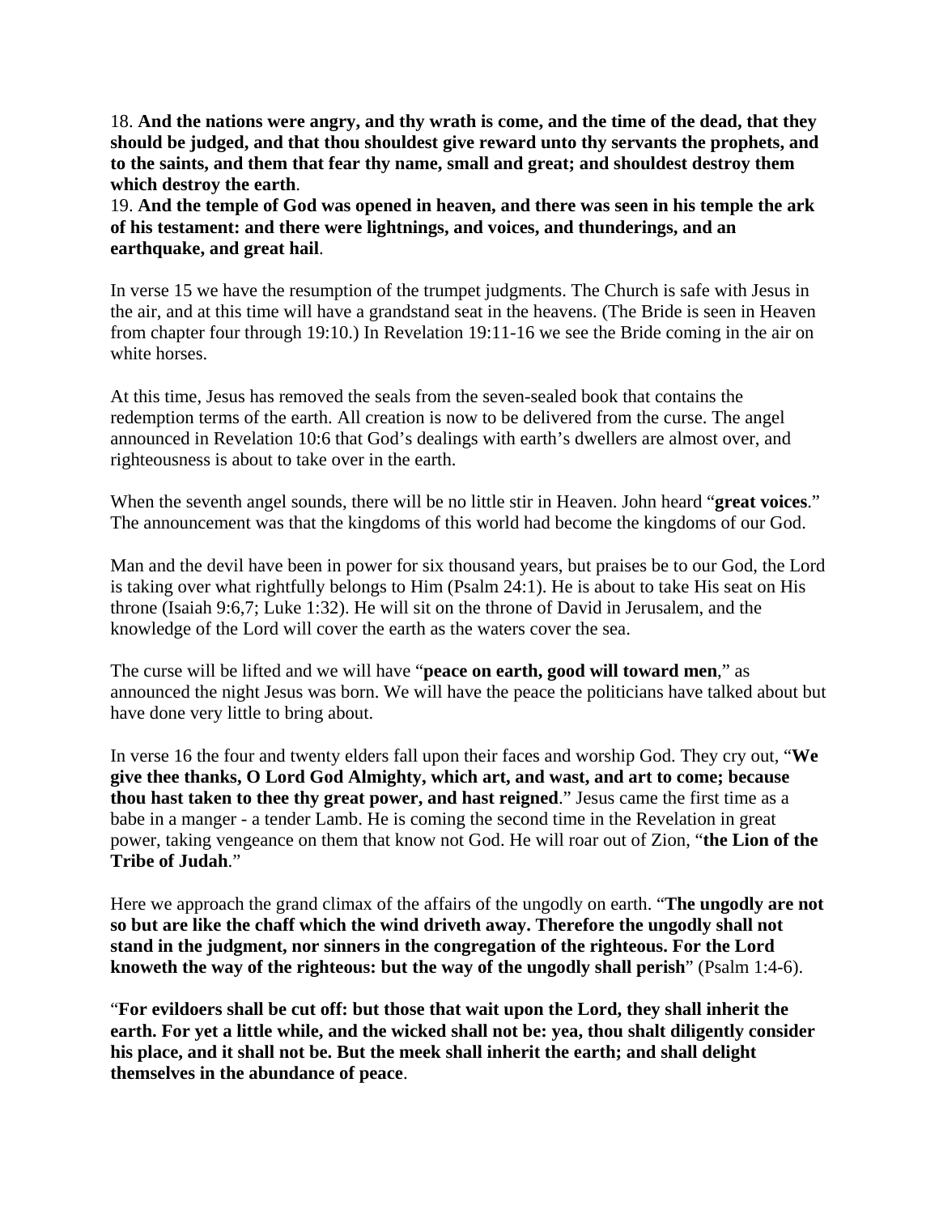18. **And the nations were angry, and thy wrath is come, and the time of the dead, that they should be judged, and that thou shouldest give reward unto thy servants the prophets, and to the saints, and them that fear thy name, small and great; and shouldest destroy them which destroy the earth**.
19. **And the temple of God was opened in heaven, and there was seen in his temple the ark of his testament: and there were lightnings, and voices, and thunderings, and an earthquake, and great hail**.

In verse 15 we have the resumption of the trumpet judgments. The Church is safe with Jesus in the air, and at this time will have a grandstand seat in the heavens. (The Bride is seen in Heaven from chapter four through 19:10.) In Revelation 19:11-16 we see the Bride coming in the air on white horses.

At this time, Jesus has removed the seals from the seven-sealed book that contains the redemption terms of the earth. All creation is now to be delivered from the curse. The angel announced in Revelation 10:6 that God's dealings with earth's dwellers are almost over, and righteousness is about to take over in the earth.

When the seventh angel sounds, there will be no little stir in Heaven. John heard "**great voices**." The announcement was that the kingdoms of this world had become the kingdoms of our God.

Man and the devil have been in power for six thousand years, but praises be to our God, the Lord is taking over what rightfully belongs to Him (Psalm 24:1). He is about to take His seat on His throne (Isaiah 9:6,7; Luke 1:32). He will sit on the throne of David in Jerusalem, and the knowledge of the Lord will cover the earth as the waters cover the sea.

The curse will be lifted and we will have "**peace on earth, good will toward men**," as announced the night Jesus was born. We will have the peace the politicians have talked about but have done very little to bring about.

In verse 16 the four and twenty elders fall upon their faces and worship God. They cry out, "**We give thee thanks, O Lord God Almighty, which art, and wast, and art to come; because thou hast taken to thee thy great power, and hast reigned**." Jesus came the first time as a babe in a manger - a tender Lamb. He is coming the second time in the Revelation in great power, taking vengeance on them that know not God. He will roar out of Zion, "**the Lion of the Tribe of Judah**."

Here we approach the grand climax of the affairs of the ungodly on earth. "**The ungodly are not so but are like the chaff which the wind driveth away. Therefore the ungodly shall not stand in the judgment, nor sinners in the congregation of the righteous. For the Lord knoweth the way of the righteous: but the way of the ungodly shall perish**" (Psalm 1:4-6).

"**For evildoers shall be cut off: but those that wait upon the Lord, they shall inherit the earth. For yet a little while, and the wicked shall not be: yea, thou shalt diligently consider his place, and it shall not be. But the meek shall inherit the earth; and shall delight themselves in the abundance of peace**.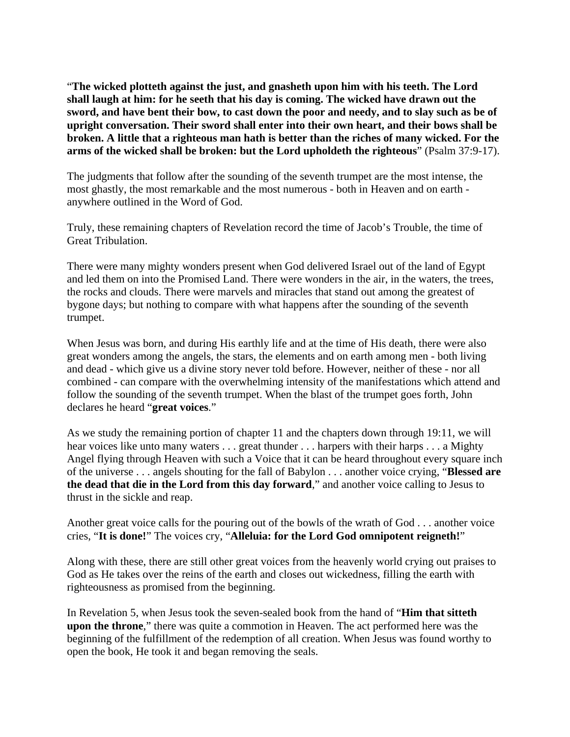“**The wicked plotteth against the just, and gnasheth upon him with his teeth. The Lord shall laugh at him: for he seeth that his day is coming. The wicked have drawn out the sword, and have bent their bow, to cast down the poor and needy, and to slay such as be of upright conversation. Their sword shall enter into their own heart, and their bows shall be broken. A little that a righteous man hath is better than the riches of many wicked. For the arms of the wicked shall be broken: but the Lord upholdeth the righteous**” (Psalm 37:9-17).

The judgments that follow after the sounding of the seventh trumpet are the most intense, the most ghastly, the most remarkable and the most numerous - both in Heaven and on earth - anywhere outlined in the Word of God.

Truly, these remaining chapters of Revelation record the time of Jacob’s Trouble, the time of Great Tribulation.

There were many mighty wonders present when God delivered Israel out of the land of Egypt and led them on into the Promised Land. There were wonders in the air, in the waters, the trees, the rocks and clouds. There were marvels and miracles that stand out among the greatest of bygone days; but nothing to compare with what happens after the sounding of the seventh trumpet.

When Jesus was born, and during His earthly life and at the time of His death, there were also great wonders among the angels, the stars, the elements and on earth among men - both living and dead - which give us a divine story never told before. However, neither of these - nor all combined - can compare with the overwhelming intensity of the manifestations which attend and follow the sounding of the seventh trumpet. When the blast of the trumpet goes forth, John declares he heard “**great voices**.”

As we study the remaining portion of chapter 11 and the chapters down through 19:11, we will hear voices like unto many waters . . . great thunder . . . harpers with their harps . . . a Mighty Angel flying through Heaven with such a Voice that it can be heard throughout every square inch of the universe . . . angels shouting for the fall of Babylon . . . another voice crying, “**Blessed are the dead that die in the Lord from this day forward**,” and another voice calling to Jesus to thrust in the sickle and reap.

Another great voice calls for the pouring out of the bowls of the wrath of God . . . another voice cries, “**It is done!**” The voices cry, “**Alleluia: for the Lord God omnipotent reigneth!**”

Along with these, there are still other great voices from the heavenly world crying out praises to God as He takes over the reins of the earth and closes out wickedness, filling the earth with righteousness as promised from the beginning.

In Revelation 5, when Jesus took the seven-sealed book from the hand of “**Him that sitteth upon the throne**,” there was quite a commotion in Heaven. The act performed here was the beginning of the fulfillment of the redemption of all creation. When Jesus was found worthy to open the book, He took it and began removing the seals.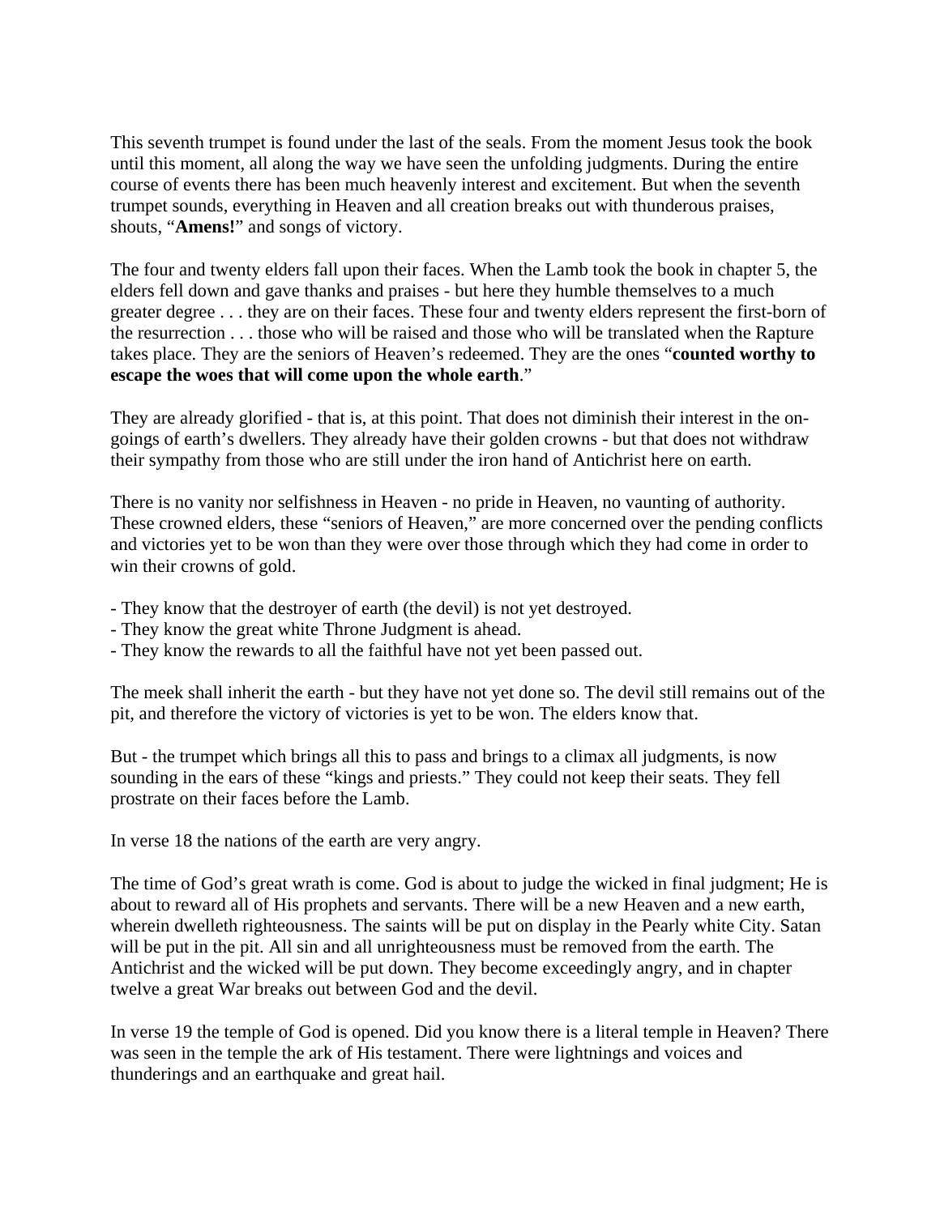This seventh trumpet is found under the last of the seals. From the moment Jesus took the book until this moment, all along the way we have seen the unfolding judgments. During the entire course of events there has been much heavenly interest and excitement. But when the seventh trumpet sounds, everything in Heaven and all creation breaks out with thunderous praises, shouts, "**Amens!**" and songs of victory.

The four and twenty elders fall upon their faces. When the Lamb took the book in chapter 5, the elders fell down and gave thanks and praises - but here they humble themselves to a much greater degree . . . they are on their faces. These four and twenty elders represent the first-born of the resurrection . . . those who will be raised and those who will be translated when the Rapture takes place. They are the seniors of Heaven's redeemed. They are the ones "**counted worthy to escape the woes that will come upon the whole earth**."

They are already glorified - that is, at this point. That does not diminish their interest in the on-goings of earth's dwellers. They already have their golden crowns - but that does not withdraw their sympathy from those who are still under the iron hand of Antichrist here on earth.

There is no vanity nor selfishness in Heaven - no pride in Heaven, no vaunting of authority. These crowned elders, these "seniors of Heaven," are more concerned over the pending conflicts and victories yet to be won than they were over those through which they had come in order to win their crowns of gold.

- They know that the destroyer of earth (the devil) is not yet destroyed.
- They know the great white Throne Judgment is ahead.
- They know the rewards to all the faithful have not yet been passed out.

The meek shall inherit the earth - but they have not yet done so. The devil still remains out of the pit, and therefore the victory of victories is yet to be won. The elders know that.

But - the trumpet which brings all this to pass and brings to a climax all judgments, is now sounding in the ears of these "kings and priests." They could not keep their seats. They fell prostrate on their faces before the Lamb.

In verse 18 the nations of the earth are very angry.

The time of God's great wrath is come. God is about to judge the wicked in final judgment; He is about to reward all of His prophets and servants. There will be a new Heaven and a new earth, wherein dwelleth righteousness. The saints will be put on display in the Pearly white City. Satan will be put in the pit. All sin and all unrighteousness must be removed from the earth. The Antichrist and the wicked will be put down. They become exceedingly angry, and in chapter twelve a great War breaks out between God and the devil.

In verse 19 the temple of God is opened. Did you know there is a literal temple in Heaven? There was seen in the temple the ark of His testament. There were lightnings and voices and thunderings and an earthquake and great hail.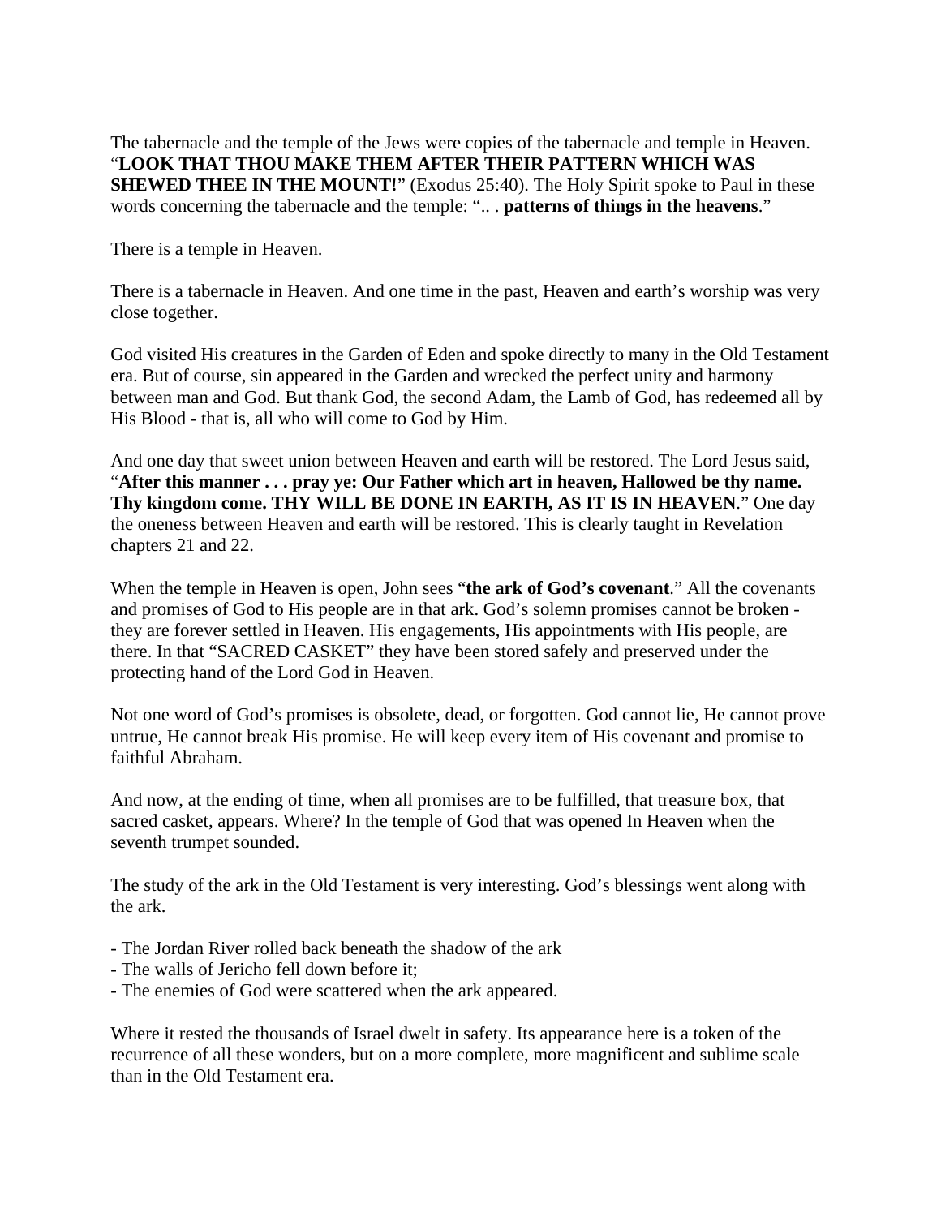The tabernacle and the temple of the Jews were copies of the tabernacle and temple in Heaven. "**LOOK THAT THOU MAKE THEM AFTER THEIR PATTERN WHICH WAS SHEWED THEE IN THE MOUNT!**" (Exodus 25:40). The Holy Spirit spoke to Paul in these words concerning the tabernacle and the temple: ". . . **patterns of things in the heavens**."

There is a temple in Heaven.

There is a tabernacle in Heaven. And one time in the past, Heaven and earth's worship was very close together.

God visited His creatures in the Garden of Eden and spoke directly to many in the Old Testament era. But of course, sin appeared in the Garden and wrecked the perfect unity and harmony between man and God. But thank God, the second Adam, the Lamb of God, has redeemed all by His Blood - that is, all who will come to God by Him.

And one day that sweet union between Heaven and earth will be restored. The Lord Jesus said, "**After this manner . . . pray ye: Our Father which art in heaven, Hallowed be thy name. Thy kingdom come. THY WILL BE DONE IN EARTH, AS IT IS IN HEAVEN**." One day the oneness between Heaven and earth will be restored. This is clearly taught in Revelation chapters 21 and 22.

When the temple in Heaven is open, John sees "**the ark of God's covenant**." All the covenants and promises of God to His people are in that ark. God's solemn promises cannot be broken - they are forever settled in Heaven. His engagements, His appointments with His people, are there. In that "SACRED CASKET" they have been stored safely and preserved under the protecting hand of the Lord God in Heaven.

Not one word of God's promises is obsolete, dead, or forgotten. God cannot lie, He cannot prove untrue, He cannot break His promise. He will keep every item of His covenant and promise to faithful Abraham.

And now, at the ending of time, when all promises are to be fulfilled, that treasure box, that sacred casket, appears. Where? In the temple of God that was opened In Heaven when the seventh trumpet sounded.

The study of the ark in the Old Testament is very interesting. God's blessings went along with the ark.

- The Jordan River rolled back beneath the shadow of the ark
- The walls of Jericho fell down before it;
- The enemies of God were scattered when the ark appeared.

Where it rested the thousands of Israel dwelt in safety. Its appearance here is a token of the recurrence of all these wonders, but on a more complete, more magnificent and sublime scale than in the Old Testament era.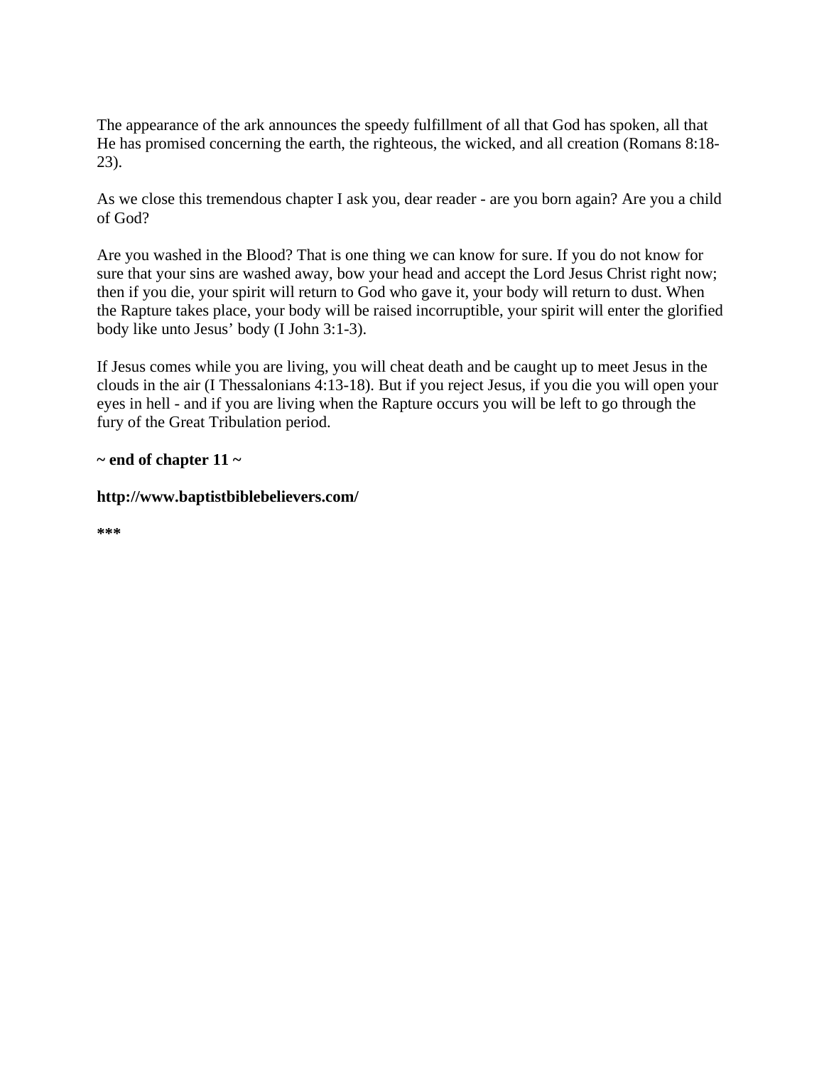The appearance of the ark announces the speedy fulfillment of all that God has spoken, all that He has promised concerning the earth, the righteous, the wicked, and all creation (Romans 8:18-23).

As we close this tremendous chapter I ask you, dear reader - are you born again? Are you a child of God?

Are you washed in the Blood? That is one thing we can know for sure. If you do not know for sure that your sins are washed away, bow your head and accept the Lord Jesus Christ right now; then if you die, your spirit will return to God who gave it, your body will return to dust. When the Rapture takes place, your body will be raised incorruptible, your spirit will enter the glorified body like unto Jesus' body (I John 3:1-3).

If Jesus comes while you are living, you will cheat death and be caught up to meet Jesus in the clouds in the air (I Thessalonians 4:13-18). But if you reject Jesus, if you die you will open your eyes in hell - and if you are living when the Rapture occurs you will be left to go through the fury of the Great Tribulation period.

**~ end of chapter 11 ~**

**http://www.baptistbiblebelievers.com/**

*****